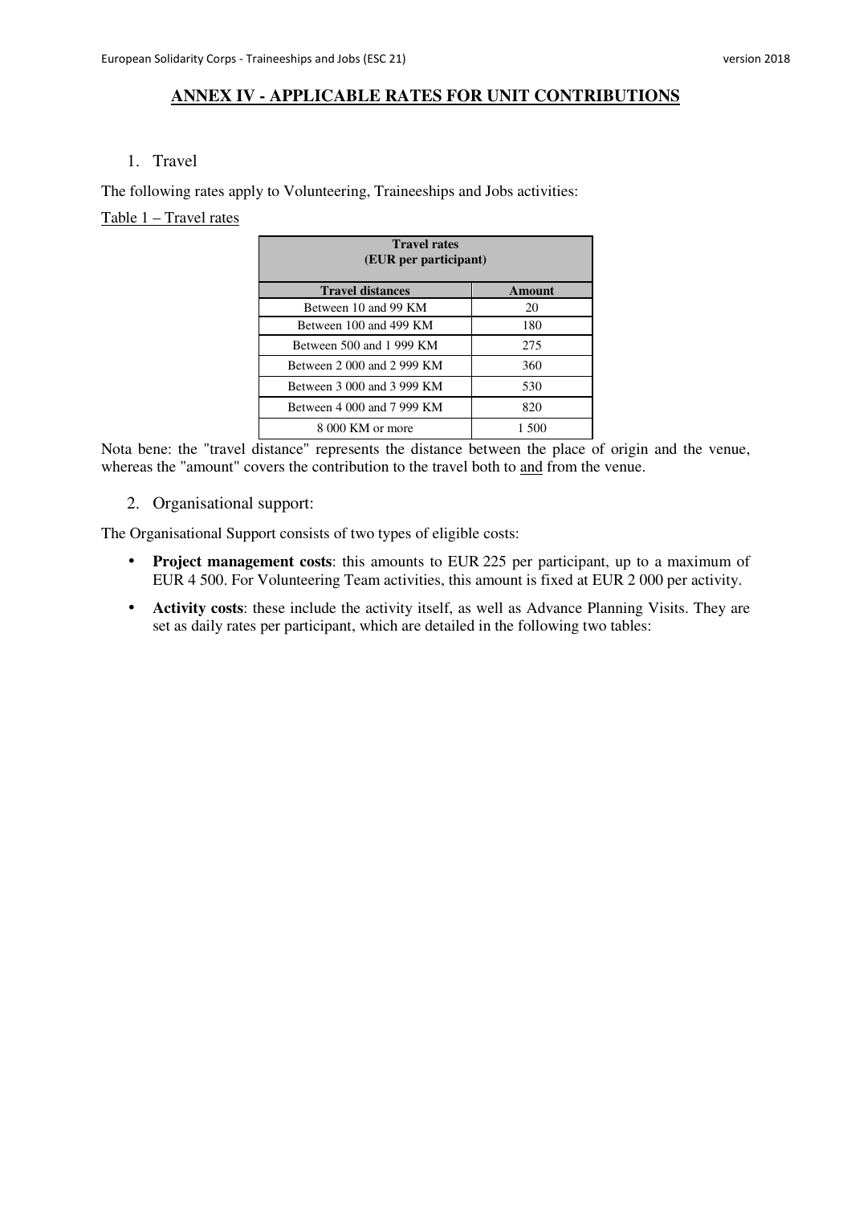# ANNEX IV - APPLICABLE RATES FOR UNIT CONTRIBUTIONS

1. Travel

The following rates apply to Volunteering, Traineeships and Jobs activities:

Table 1 – Travel rates

| **Travel rates (EUR per participant)** | |
|---|---|
| **Travel distances** | **Amount** |
| Between 10 and 99 KM | 20 |
| Between 100 and 499 KM | 180 |
| Between 500 and 1 999 KM | 275 |
| Between 2 000 and 2 999 KM | 360 |
| Between 3 000 and 3 999 KM | 530 |
| Between 4 000 and 7 999 KM | 820 |
| 8 000 KM or more | 1 500 |

Nota bene: the "travel distance" represents the distance between the place of origin and the venue, whereas the "amount" covers the contribution to the travel both to and from the venue.

2. Organisational support:

The Organisational Support consists of two types of eligible costs:

- **Project management costs**: this amounts to EUR 225 per participant, up to a maximum of EUR 4 500. For Volunteering Team activities, this amount is fixed at EUR 2 000 per activity.
- **Activity costs**: these include the activity itself, as well as Advance Planning Visits. They are set as daily rates per participant, which are detailed in the following two tables: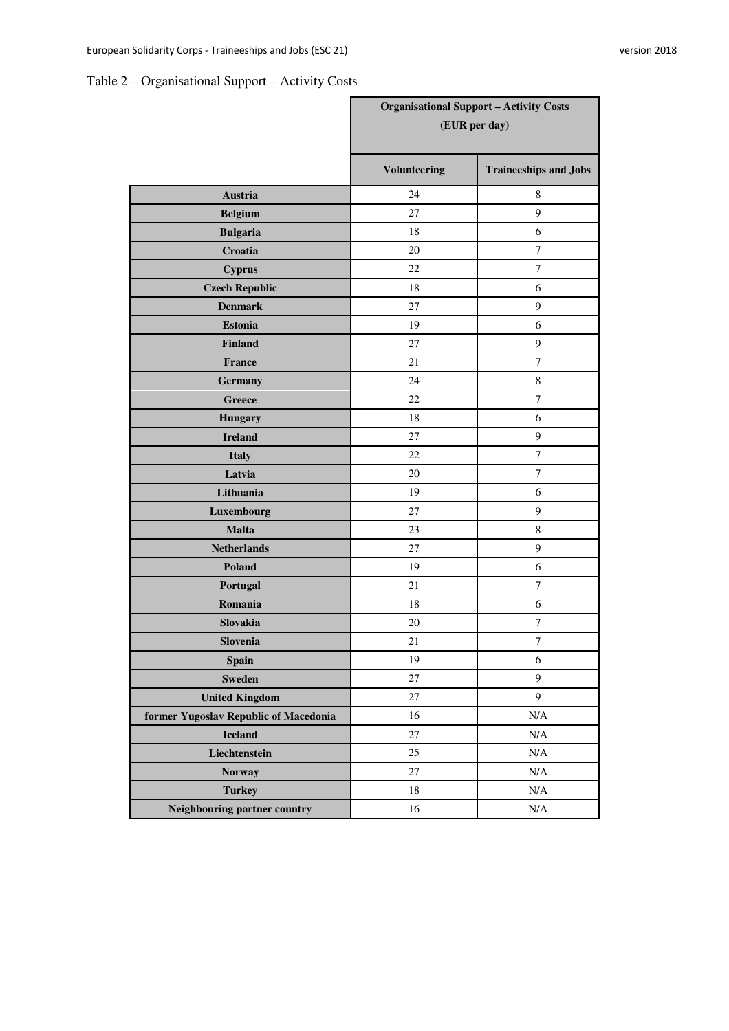Table 2 – Organisational Support – Activity Costs

| | Organisational Support – Activity Costs (EUR per day) | |
|---|---|---|
| | Volunteering | Traineeships and Jobs |
| **Austria** | 24 | 8 |
| **Belgium** | 27 | 9 |
| **Bulgaria** | 18 | 6 |
| **Croatia** | 20 | 7 |
| **Cyprus** | 22 | 7 |
| **Czech Republic** | 18 | 6 |
| **Denmark** | 27 | 9 |
| **Estonia** | 19 | 6 |
| **Finland** | 27 | 9 |
| **France** | 21 | 7 |
| **Germany** | 24 | 8 |
| **Greece** | 22 | 7 |
| **Hungary** | 18 | 6 |
| **Ireland** | 27 | 9 |
| **Italy** | 22 | 7 |
| **Latvia** | 20 | 7 |
| **Lithuania** | 19 | 6 |
| **Luxembourg** | 27 | 9 |
| **Malta** | 23 | 8 |
| **Netherlands** | 27 | 9 |
| **Poland** | 19 | 6 |
| **Portugal** | 21 | 7 |
| **Romania** | 18 | 6 |
| **Slovakia** | 20 | 7 |
| **Slovenia** | 21 | 7 |
| **Spain** | 19 | 6 |
| **Sweden** | 27 | 9 |
| **United Kingdom** | 27 | 9 |
| **former Yugoslav Republic of Macedonia** | 16 | N/A |
| **Iceland** | 27 | N/A |
| **Liechtenstein** | 25 | N/A |
| **Norway** | 27 | N/A |
| **Turkey** | 18 | N/A |
| **Neighbouring partner country** | 16 | N/A |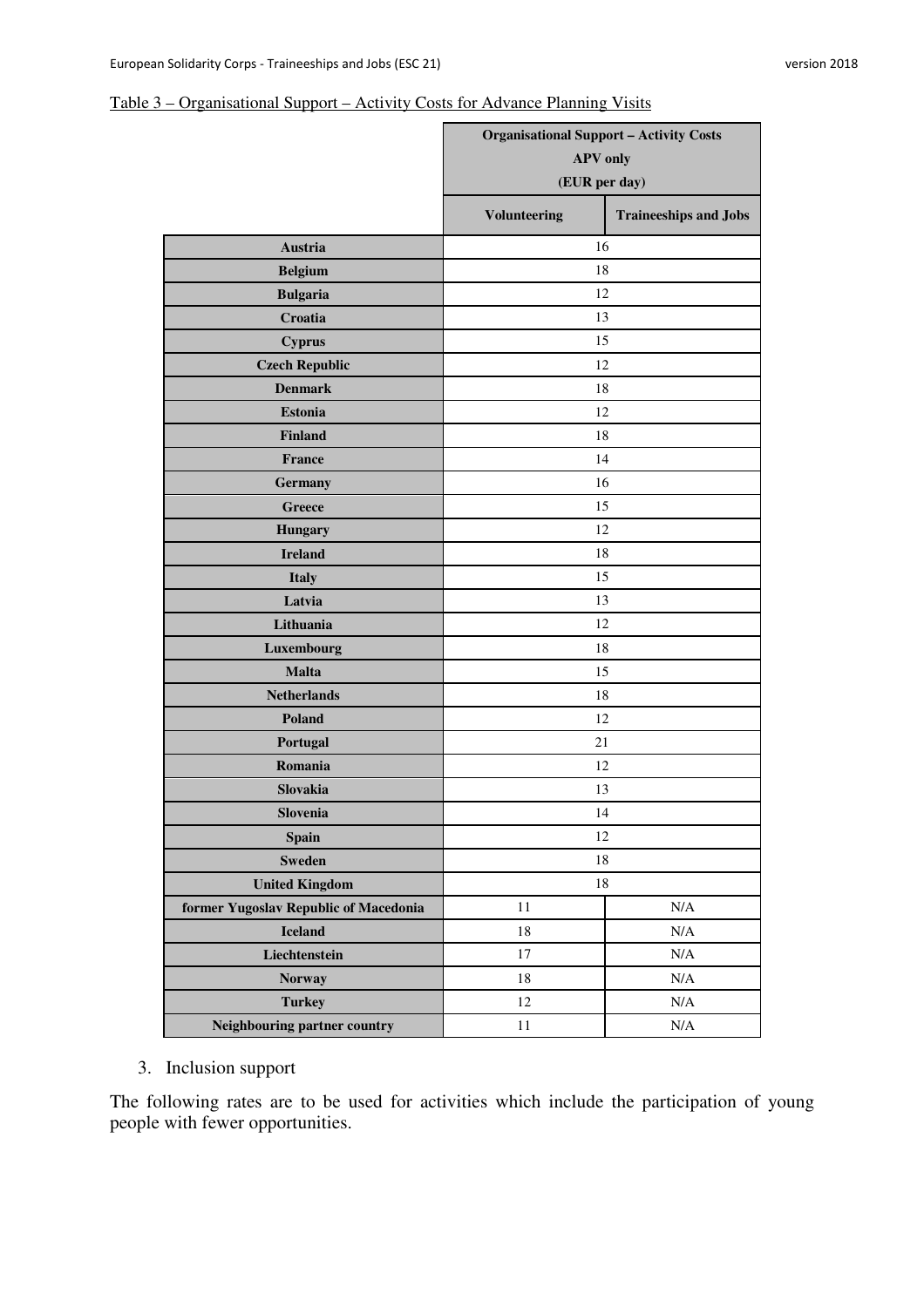Table 3 – Organisational Support – Activity Costs for Advance Planning Visits

| | Organisational Support – Activity Costs APV only (EUR per day) | |
|---|---|---|
| | **Volunteering** | **Traineeships and Jobs** |
| **Austria** | 16 | |
| **Belgium** | 18 | |
| **Bulgaria** | 12 | |
| **Croatia** | 13 | |
| **Cyprus** | 15 | |
| **Czech Republic** | 12 | |
| **Denmark** | 18 | |
| **Estonia** | 12 | |
| **Finland** | 18 | |
| **France** | 14 | |
| **Germany** | 16 | |
| **Greece** | 15 | |
| **Hungary** | 12 | |
| **Ireland** | 18 | |
| **Italy** | 15 | |
| **Latvia** | 13 | |
| **Lithuania** | 12 | |
| **Luxembourg** | 18 | |
| **Malta** | 15 | |
| **Netherlands** | 18 | |
| **Poland** | 12 | |
| **Portugal** | 21 | |
| **Romania** | 12 | |
| **Slovakia** | 13 | |
| **Slovenia** | 14 | |
| **Spain** | 12 | |
| **Sweden** | 18 | |
| **United Kingdom** | 18 | |
| **former Yugoslav Republic of Macedonia** | 11 | N/A |
| **Iceland** | 18 | N/A |
| **Liechtenstein** | 17 | N/A |
| **Norway** | 18 | N/A |
| **Turkey** | 12 | N/A |
| **Neighbouring partner country** | 11 | N/A |

3. Inclusion support

The following rates are to be used for activities which include the participation of young people with fewer opportunities.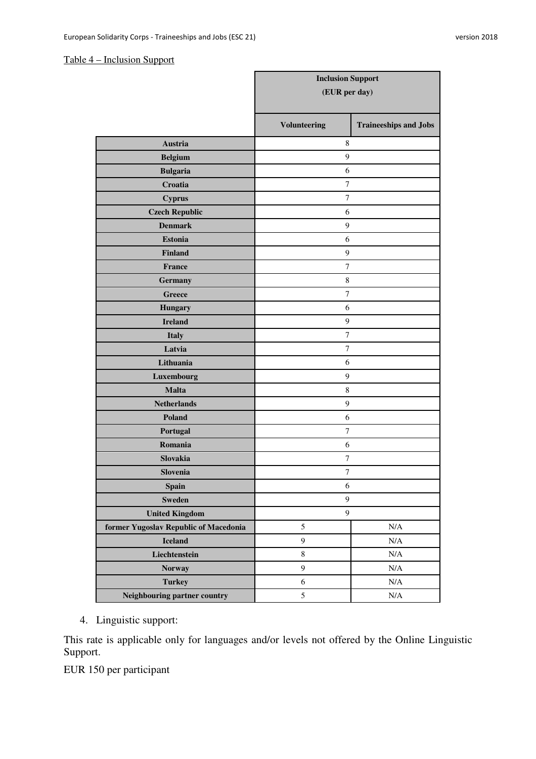Table 4 – Inclusion Support

| | Inclusion Support (EUR per day) | |
|---|---|---|
| | **Volunteering** | **Traineeships and Jobs** |
| **Austria** | 8 | |
| **Belgium** | 9 | |
| **Bulgaria** | 6 | |
| **Croatia** | 7 | |
| **Cyprus** | 7 | |
| **Czech Republic** | 6 | |
| **Denmark** | 9 | |
| **Estonia** | 6 | |
| **Finland** | 9 | |
| **France** | 7 | |
| **Germany** | 8 | |
| **Greece** | 7 | |
| **Hungary** | 6 | |
| **Ireland** | 9 | |
| **Italy** | 7 | |
| **Latvia** | 7 | |
| **Lithuania** | 6 | |
| **Luxembourg** | 9 | |
| **Malta** | 8 | |
| **Netherlands** | 9 | |
| **Poland** | 6 | |
| **Portugal** | 7 | |
| **Romania** | 6 | |
| **Slovakia** | 7 | |
| **Slovenia** | 7 | |
| **Spain** | 6 | |
| **Sweden** | 9 | |
| **United Kingdom** | 9 | |
| **former Yugoslav Republic of Macedonia** | 5 | N/A |
| **Iceland** | 9 | N/A |
| **Liechtenstein** | 8 | N/A |
| **Norway** | 9 | N/A |
| **Turkey** | 6 | N/A |
| **Neighbouring partner country** | 5 | N/A |

4. Linguistic support:

This rate is applicable only for languages and/or levels not offered by the Online Linguistic Support.

EUR 150 per participant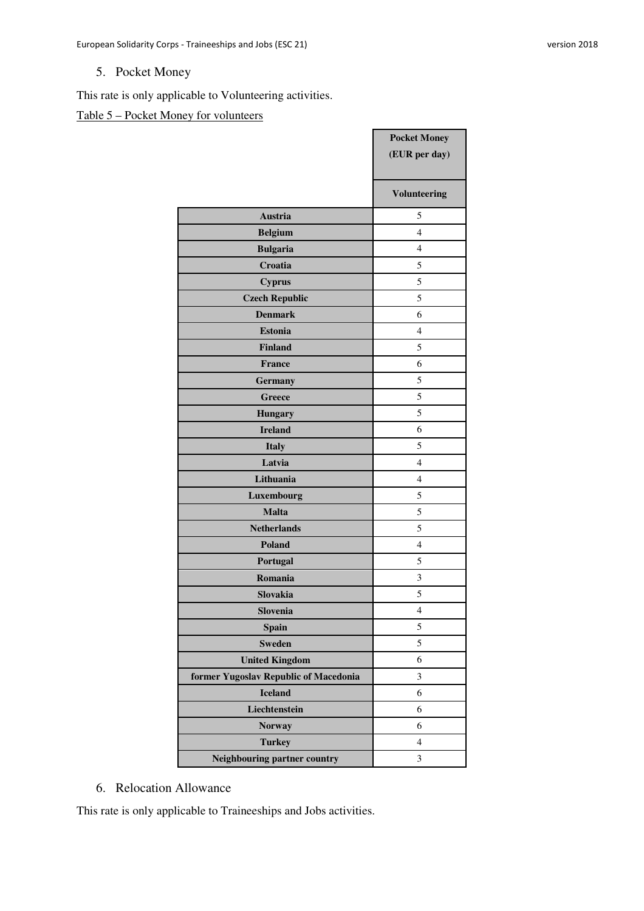## 5. Pocket Money

This rate is only applicable to Volunteering activities.

Table 5 – Pocket Money for volunteers

| | Pocket Money (EUR per day) |
|---|---|
| | Volunteering |
| **Austria** | 5 |
| **Belgium** | 4 |
| **Bulgaria** | 4 |
| **Croatia** | 5 |
| **Cyprus** | 5 |
| **Czech Republic** | 5 |
| **Denmark** | 6 |
| **Estonia** | 4 |
| **Finland** | 5 |
| **France** | 6 |
| **Germany** | 5 |
| **Greece** | 5 |
| **Hungary** | 5 |
| **Ireland** | 6 |
| **Italy** | 5 |
| **Latvia** | 4 |
| **Lithuania** | 4 |
| **Luxembourg** | 5 |
| **Malta** | 5 |
| **Netherlands** | 5 |
| **Poland** | 4 |
| **Portugal** | 5 |
| **Romania** | 3 |
| **Slovakia** | 5 |
| **Slovenia** | 4 |
| **Spain** | 5 |
| **Sweden** | 5 |
| **United Kingdom** | 6 |
| **former Yugoslav Republic of Macedonia** | 3 |
| **Iceland** | 6 |
| **Liechtenstein** | 6 |
| **Norway** | 6 |
| **Turkey** | 4 |
| **Neighbouring partner country** | 3 |

## 6. Relocation Allowance

This rate is only applicable to Traineeships and Jobs activities.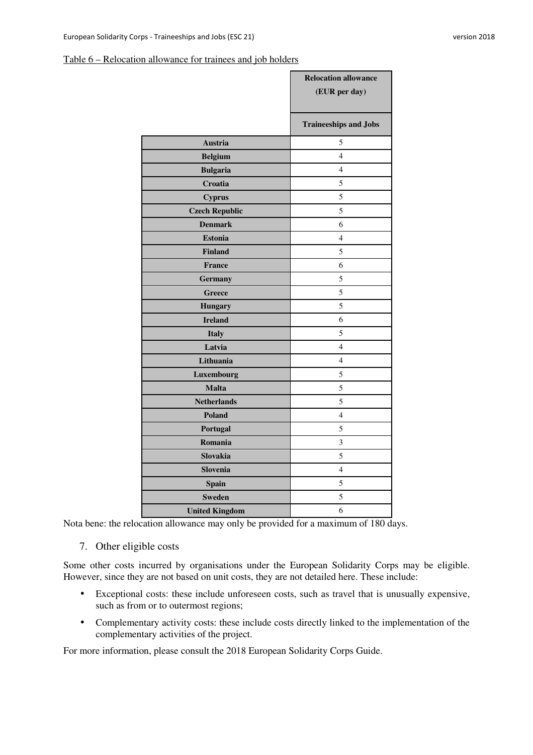Table 6 – Relocation allowance for trainees and job holders

| | Relocation allowance (EUR per day) |
|---|---|
| | **Traineeships and Jobs** |
| **Austria** | 5 |
| **Belgium** | 4 |
| **Bulgaria** | 4 |
| **Croatia** | 5 |
| **Cyprus** | 5 |
| **Czech Republic** | 5 |
| **Denmark** | 6 |
| **Estonia** | 4 |
| **Finland** | 5 |
| **France** | 6 |
| **Germany** | 5 |
| **Greece** | 5 |
| **Hungary** | 5 |
| **Ireland** | 6 |
| **Italy** | 5 |
| **Latvia** | 4 |
| **Lithuania** | 4 |
| **Luxembourg** | 5 |
| **Malta** | 5 |
| **Netherlands** | 5 |
| **Poland** | 4 |
| **Portugal** | 5 |
| **Romania** | 3 |
| **Slovakia** | 5 |
| **Slovenia** | 4 |
| **Spain** | 5 |
| **Sweden** | 5 |
| **United Kingdom** | 6 |

Nota bene: the relocation allowance may only be provided for a maximum of 180 days.

## 7. Other eligible costs

Some other costs incurred by organisations under the European Solidarity Corps may be eligible. However, since they are not based on unit costs, they are not detailed here. These include:

- Exceptional costs: these include unforeseen costs, such as travel that is unusually expensive, such as from or to outermost regions;
- Complementary activity costs: these include costs directly linked to the implementation of the complementary activities of the project.

For more information, please consult the 2018 European Solidarity Corps Guide.